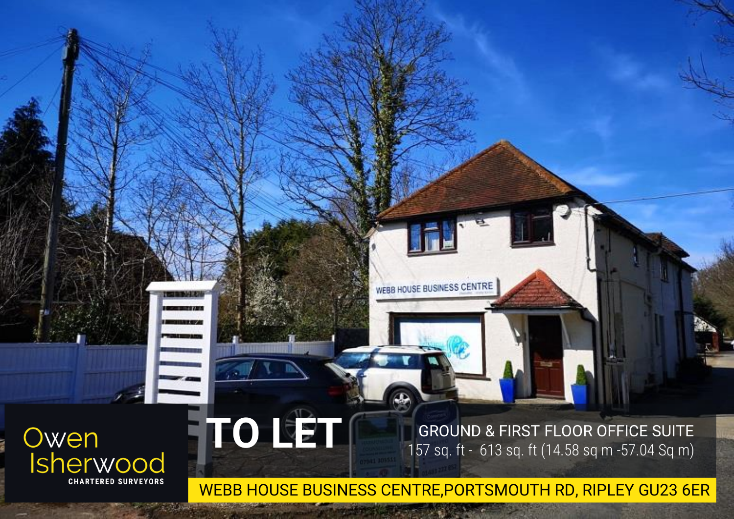Owen Isherwood
CHARTERED SURVEYORS

# TO LET

## GROUND & FIRST FLOOR OFFICE SUITE

157 sq. ft - 613 sq. ft (14.58 sq m -57.04 Sq m)

**WEBB HOUSE BUSINESS CENTRE,PORTSMOUTH RD, RIPLEY GU23 6ER**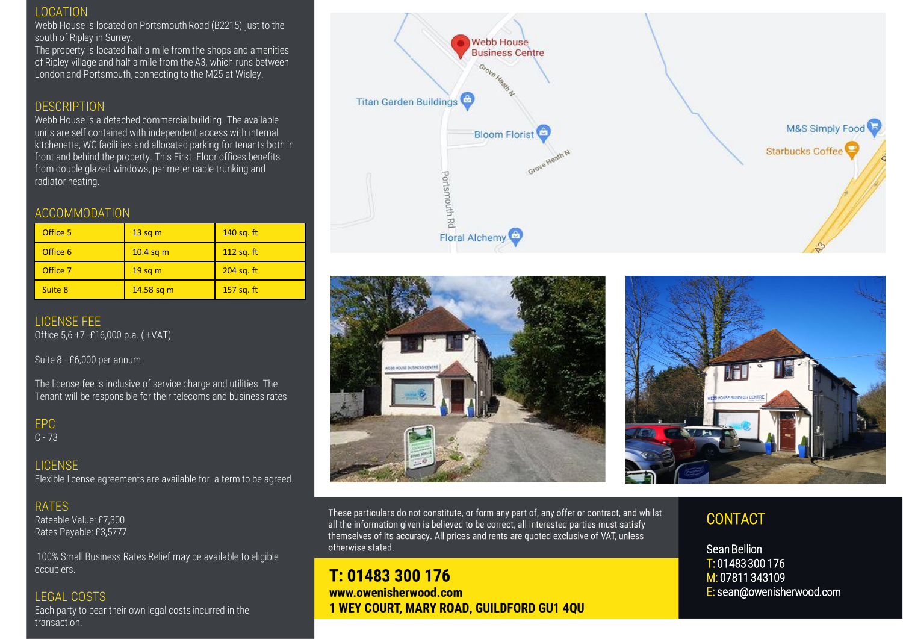## LOCATION

Webb House is located on Portsmouth Road (B2215) just to the south of Ripley in Surrey.

The property is located half a mile from the shops and amenities of Ripley village and half a mile from the A3, which runs between London and Portsmouth, connecting to the M25 at Wisley.

## DESCRIPTION

Webb House is a detached commercial building. The available units are self contained with independent access with internal kitchenette, WC facilities and allocated parking for tenants both in front and behind the property. This First -Floor offices benefits from double glazed windows, perimeter cable trunking and radiator heating.

## ACCOMMODATION

| | | |
|---|---|---|
| Office 5 | 13 sq m | 140 sq. ft |
| Office 6 | 10.4 sq m | 112 sq. ft |
| Office 7 | 19 sq m | 204 sq. ft |
| Suite 8 | 14.58 sq m | 157 sq. ft |

## LICENSE FEE

Office 5,6 +7 -£16,000 p.a. ( +VAT)

Suite 8 - £6,000 per annum

The license fee is inclusive of service charge and utilities. The Tenant will be responsible for their telecoms and business rates

## EPC

C - 73

## LICENSE

Flexible license agreements are available for a term to be agreed.

## RATES

Rateable Value: £7,300
Rates Payable: £3,5777

100% Small Business Rates Relief may be available to eligible occupiers.

## LEGAL COSTS

Each party to bear their own legal costs incurred in the transaction.

Webb House Business Centre
Titan Garden Buildings
Bloom Florist
Grove Heath N
Portsmouth Rd
Floral Alchemy
M&S Simply Food
Starbucks Coffee
A3

These particulars do not constitute, or form any part of, any offer or contract, and whilst all the information given is believed to be correct, all interested parties must satisfy themselves of its accuracy. All prices and rents are quoted exclusive of VAT, unless otherwise stated.

**T: 01483 300 176**
**www.owenisherwood.com**
**1 WEY COURT, MARY ROAD, GUILDFORD GU1 4QU**

## CONTACT

Sean Bellion
T: 01483 300 176
M: 07811 343109
E: sean@owenisherwood.com